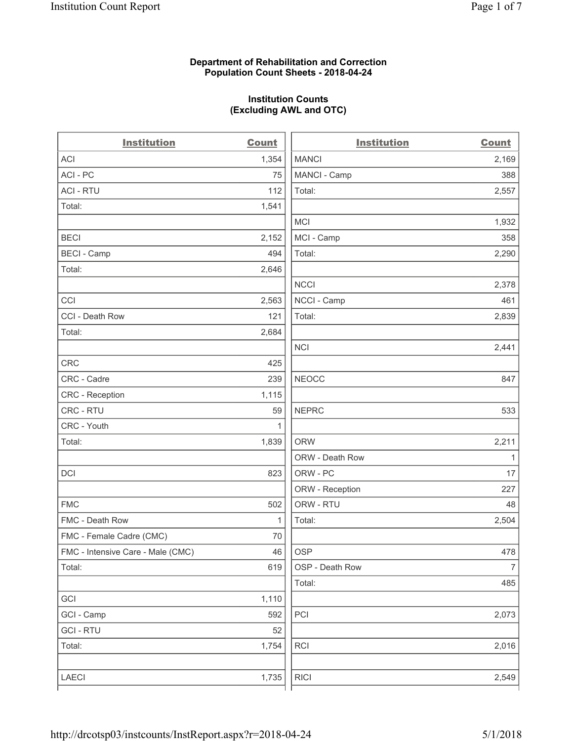**Department of Rehabilitation and Correction**
**Population Count Sheets - 2018-04-24**

**Institution Counts**
**(Excluding AWL and OTC)**

| Institution | Count |
|---|---|
| ACI | 1,354 |
| ACI - PC | 75 |
| ACI - RTU | 112 |
| Total: | 1,541 |
| | |
| BECI | 2,152 |
| BECI - Camp | 494 |
| Total: | 2,646 |
| | |
| CCI | 2,563 |
| CCI - Death Row | 121 |
| Total: | 2,684 |
| | |
| CRC | 425 |
| CRC - Cadre | 239 |
| CRC - Reception | 1,115 |
| CRC - RTU | 59 |
| CRC - Youth | 1 |
| Total: | 1,839 |
| | |
| DCI | 823 |
| | |
| FMC | 502 |
| FMC - Death Row | 1 |
| FMC - Female Cadre (CMC) | 70 |
| FMC - Intensive Care - Male (CMC) | 46 |
| Total: | 619 |
| | |
| GCI | 1,110 |
| GCI - Camp | 592 |
| GCI - RTU | 52 |
| Total: | 1,754 |
| | |
| LAECI | 1,735 |

| Institution | Count |
|---|---|
| MANCI | 2,169 |
| MANCI - Camp | 388 |
| Total: | 2,557 |
| | |
| MCI | 1,932 |
| MCI - Camp | 358 |
| Total: | 2,290 |
| | |
| NCCI | 2,378 |
| NCCI - Camp | 461 |
| Total: | 2,839 |
| | |
| NCI | 2,441 |
| | |
| NEOCC | 847 |
| | |
| NEPRC | 533 |
| | |
| ORW | 2,211 |
| ORW - Death Row | 1 |
| ORW - PC | 17 |
| ORW - Reception | 227 |
| ORW - RTU | 48 |
| Total: | 2,504 |
| | |
| OSP | 478 |
| OSP - Death Row | 7 |
| Total: | 485 |
| | |
| PCI | 2,073 |
| | |
| RCI | 2,016 |
| | |
| RICI | 2,549 |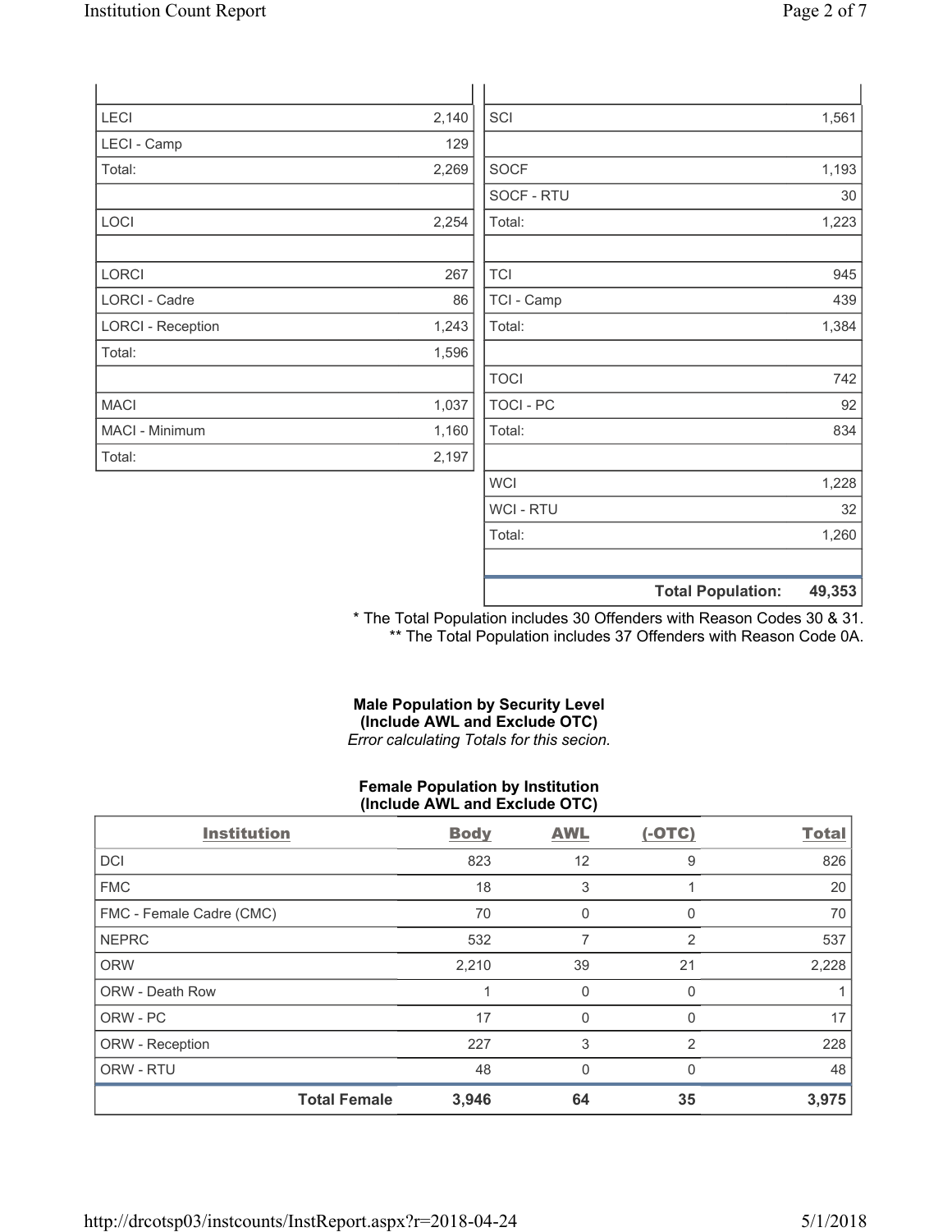| | |
|---|---|
| LECI | 2,140 |
| LECI - Camp | 129 |
| Total: | 2,269 |
| | |
| LOCI | 2,254 |
| | |
| LORCI | 267 |
| LORCI - Cadre | 86 |
| LORCI - Reception | 1,243 |
| Total: | 1,596 |
| | |
| MACI | 1,037 |
| MACI - Minimum | 1,160 |
| Total: | 2,197 |

| | |
|---|---|
| SCI | 1,561 |
| | |
| SOCF | 1,193 |
| SOCF - RTU | 30 |
| Total: | 1,223 |
| | |
| TCI | 945 |
| TCI - Camp | 439 |
| Total: | 1,384 |
| | |
| TOCI | 742 |
| TOCI - PC | 92 |
| Total: | 834 |
| | |
| WCI | 1,228 |
| WCI - RTU | 32 |
| Total: | 1,260 |
| | |
| **Total Population:** | **49,353** |

* The Total Population includes 30 Offenders with Reason Codes 30 & 31.
** The Total Population includes 37 Offenders with Reason Code 0A.

**Male Population by Security Level (Include AWL and Exclude OTC)**
*Error calculating Totals for this secion.*

**Female Population by Institution (Include AWL and Exclude OTC)**

| Institution | Body | AWL | (-OTC) | Total |
|---|---|---|---|---|
| DCI | 823 | 12 | 9 | 826 |
| FMC | 18 | 3 | 1 | 20 |
| FMC - Female Cadre (CMC) | 70 | 0 | 0 | 70 |
| NEPRC | 532 | 7 | 2 | 537 |
| ORW | 2,210 | 39 | 21 | 2,228 |
| ORW - Death Row | 1 | 0 | 0 | 1 |
| ORW - PC | 17 | 0 | 0 | 17 |
| ORW - Reception | 227 | 3 | 2 | 228 |
| ORW - RTU | 48 | 0 | 0 | 48 |
| **Total Female** | **3,946** | **64** | **35** | **3,975** |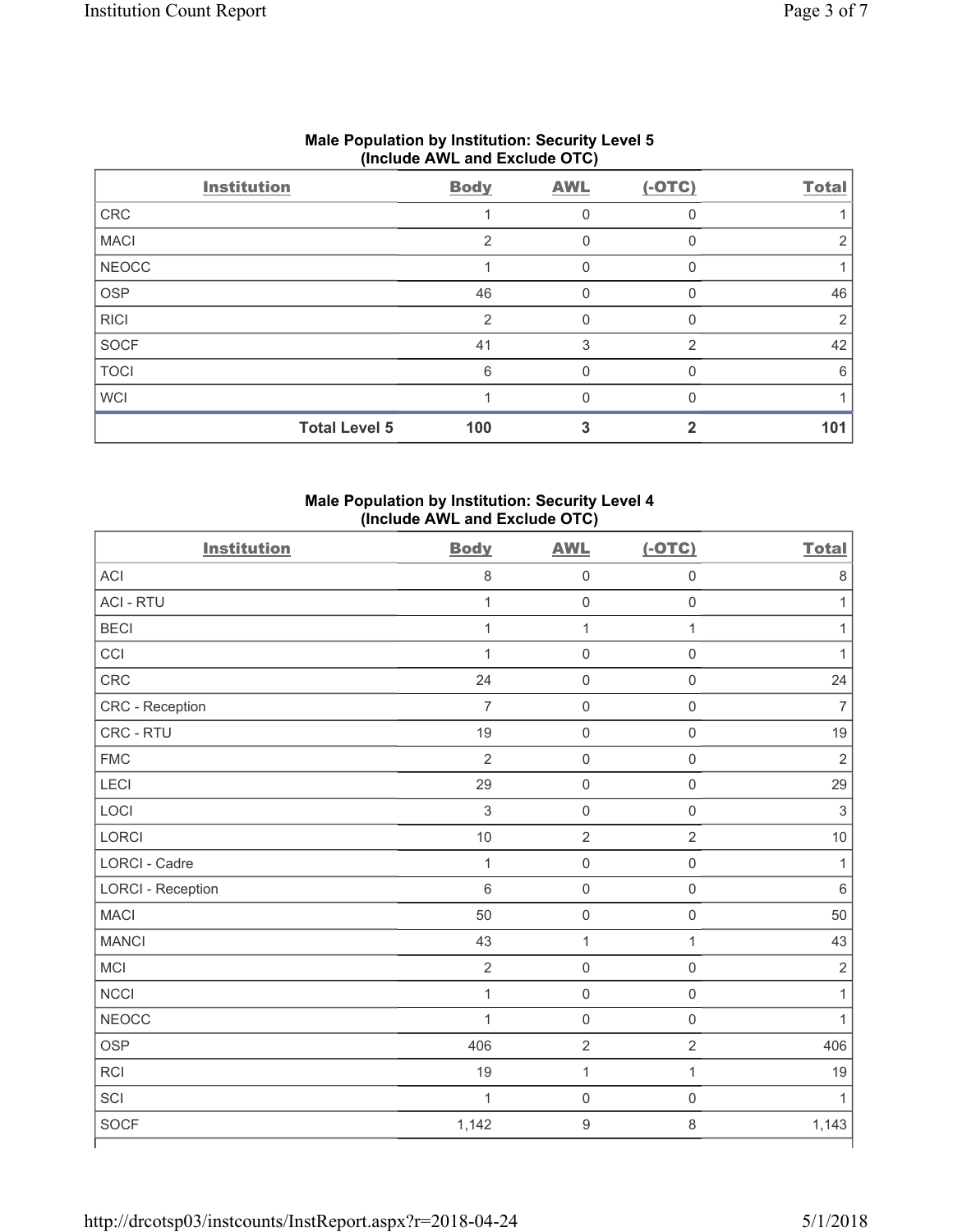## Male Population by Institution: Security Level 5 (Include AWL and Exclude OTC)

| Institution | Body | AWL | (-OTC) | Total |
|---|---|---|---|---|
| CRC | 1 | 0 | 0 | 1 |
| MACI | 2 | 0 | 0 | 2 |
| NEOCC | 1 | 0 | 0 | 1 |
| OSP | 46 | 0 | 0 | 46 |
| RICI | 2 | 0 | 0 | 2 |
| SOCF | 41 | 3 | 2 | 42 |
| TOCI | 6 | 0 | 0 | 6 |
| WCI | 1 | 0 | 0 | 1 |
| **Total Level 5** | **100** | **3** | **2** | **101** |

## Male Population by Institution: Security Level 4 (Include AWL and Exclude OTC)

| Institution | Body | AWL | (-OTC) | Total |
|---|---|---|---|---|
| ACI | 8 | 0 | 0 | 8 |
| ACI - RTU | 1 | 0 | 0 | 1 |
| BECI | 1 | 1 | 1 | 1 |
| CCI | 1 | 0 | 0 | 1 |
| CRC | 24 | 0 | 0 | 24 |
| CRC - Reception | 7 | 0 | 0 | 7 |
| CRC - RTU | 19 | 0 | 0 | 19 |
| FMC | 2 | 0 | 0 | 2 |
| LECI | 29 | 0 | 0 | 29 |
| LOCI | 3 | 0 | 0 | 3 |
| LORCI | 10 | 2 | 2 | 10 |
| LORCI - Cadre | 1 | 0 | 0 | 1 |
| LORCI - Reception | 6 | 0 | 0 | 6 |
| MACI | 50 | 0 | 0 | 50 |
| MANCI | 43 | 1 | 1 | 43 |
| MCI | 2 | 0 | 0 | 2 |
| NCCI | 1 | 0 | 0 | 1 |
| NEOCC | 1 | 0 | 0 | 1 |
| OSP | 406 | 2 | 2 | 406 |
| RCI | 19 | 1 | 1 | 19 |
| SCI | 1 | 0 | 0 | 1 |
| SOCF | 1,142 | 9 | 8 | 1,143 |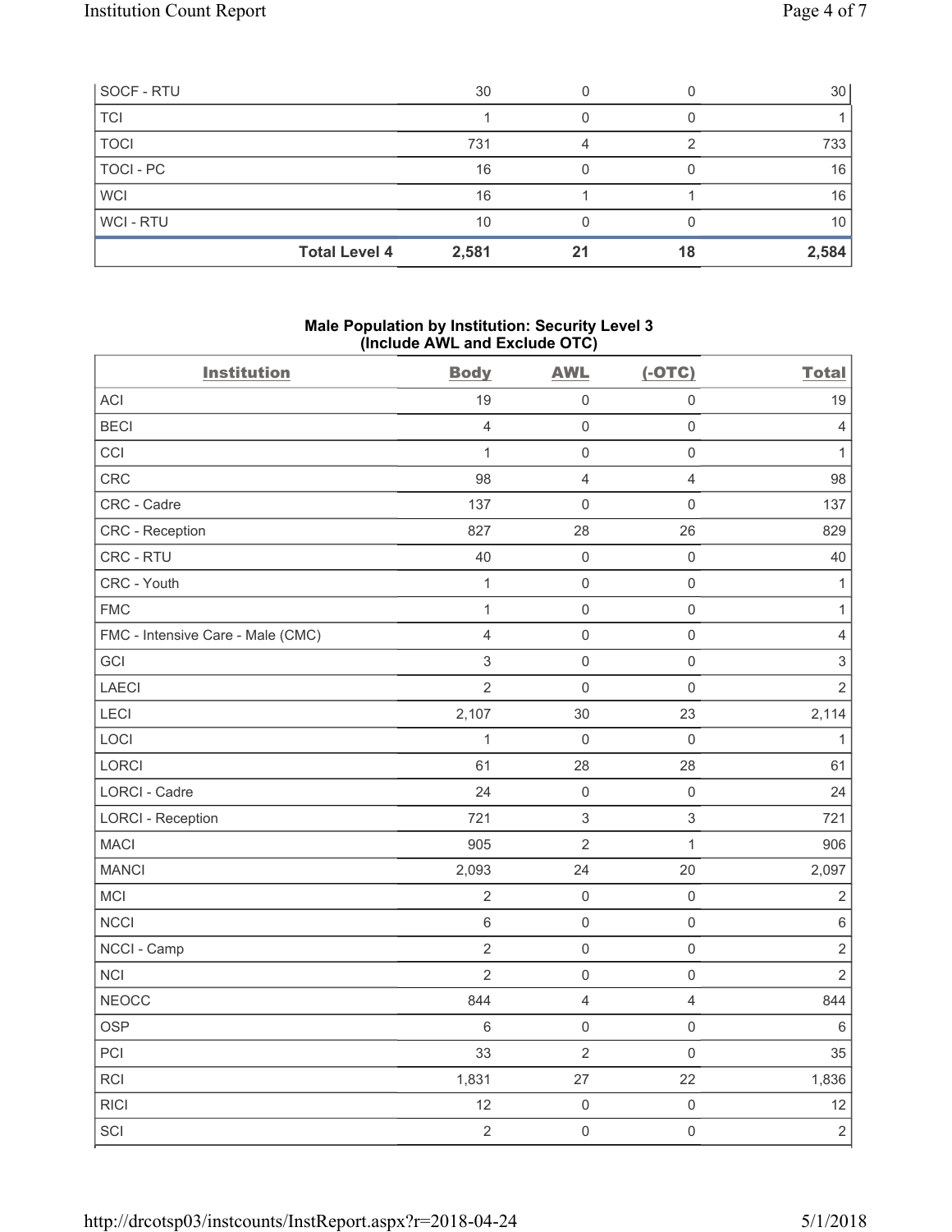| | Body | AWL | (-OTC) | Total |
|---|---|---|---|---|
| SOCF - RTU | 30 | 0 | 0 | 30 |
| TCI | 1 | 0 | 0 | 1 |
| TOCI | 731 | 4 | 2 | 733 |
| TOCI - PC | 16 | 0 | 0 | 16 |
| WCI | 16 | 1 | 1 | 16 |
| WCI - RTU | 10 | 0 | 0 | 10 |
| **Total Level 4** | **2,581** | **21** | **18** | **2,584** |

### Male Population by Institution: Security Level 3 (Include AWL and Exclude OTC)

| Institution | Body | AWL | (-OTC) | Total |
|---|---|---|---|---|
| ACI | 19 | 0 | 0 | 19 |
| BECI | 4 | 0 | 0 | 4 |
| CCI | 1 | 0 | 0 | 1 |
| CRC | 98 | 4 | 4 | 98 |
| CRC - Cadre | 137 | 0 | 0 | 137 |
| CRC - Reception | 827 | 28 | 26 | 829 |
| CRC - RTU | 40 | 0 | 0 | 40 |
| CRC - Youth | 1 | 0 | 0 | 1 |
| FMC | 1 | 0 | 0 | 1 |
| FMC - Intensive Care - Male (CMC) | 4 | 0 | 0 | 4 |
| GCI | 3 | 0 | 0 | 3 |
| LAECI | 2 | 0 | 0 | 2 |
| LECI | 2,107 | 30 | 23 | 2,114 |
| LOCI | 1 | 0 | 0 | 1 |
| LORCI | 61 | 28 | 28 | 61 |
| LORCI - Cadre | 24 | 0 | 0 | 24 |
| LORCI - Reception | 721 | 3 | 3 | 721 |
| MACI | 905 | 2 | 1 | 906 |
| MANCI | 2,093 | 24 | 20 | 2,097 |
| MCI | 2 | 0 | 0 | 2 |
| NCCI | 6 | 0 | 0 | 6 |
| NCCI - Camp | 2 | 0 | 0 | 2 |
| NCI | 2 | 0 | 0 | 2 |
| NEOCC | 844 | 4 | 4 | 844 |
| OSP | 6 | 0 | 0 | 6 |
| PCI | 33 | 2 | 0 | 35 |
| RCI | 1,831 | 27 | 22 | 1,836 |
| RICI | 12 | 0 | 0 | 12 |
| SCI | 2 | 0 | 0 | 2 |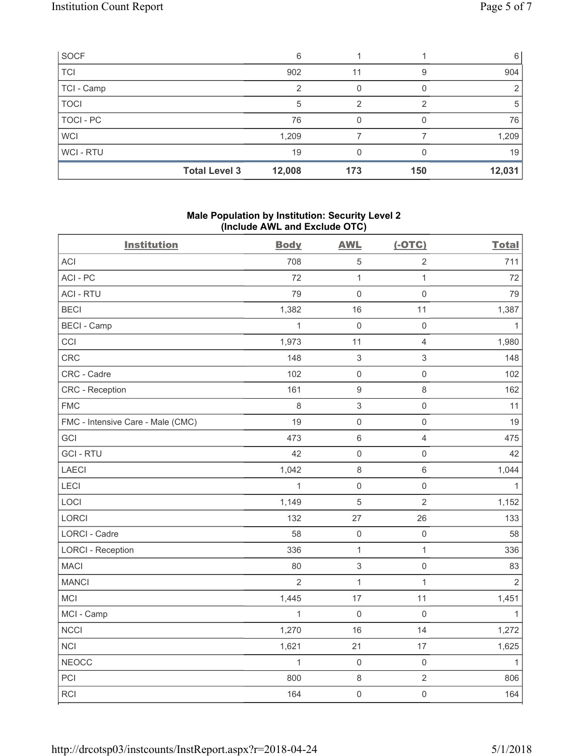| SOCF | 6 | 1 | 1 | 6 |
|---|---|---|---|---|
| TCI | 902 | 11 | 9 | 904 |
| TCI - Camp | 2 | 0 | 0 | 2 |
| TOCI | 5 | 2 | 2 | 5 |
| TOCI - PC | 76 | 0 | 0 | 76 |
| WCI | 1,209 | 7 | 7 | 1,209 |
| WCI - RTU | 19 | 0 | 0 | 19 |
| **Total Level 3** | **12,008** | **173** | **150** | **12,031** |

## Male Population by Institution: Security Level 2 (Include AWL and Exclude OTC)

| Institution | Body | AWL | (-OTC) | Total |
|---|---|---|---|---|
| ACI | 708 | 5 | 2 | 711 |
| ACI - PC | 72 | 1 | 1 | 72 |
| ACI - RTU | 79 | 0 | 0 | 79 |
| BECI | 1,382 | 16 | 11 | 1,387 |
| BECI - Camp | 1 | 0 | 0 | 1 |
| CCI | 1,973 | 11 | 4 | 1,980 |
| CRC | 148 | 3 | 3 | 148 |
| CRC - Cadre | 102 | 0 | 0 | 102 |
| CRC - Reception | 161 | 9 | 8 | 162 |
| FMC | 8 | 3 | 0 | 11 |
| FMC - Intensive Care - Male (CMC) | 19 | 0 | 0 | 19 |
| GCI | 473 | 6 | 4 | 475 |
| GCI - RTU | 42 | 0 | 0 | 42 |
| LAECI | 1,042 | 8 | 6 | 1,044 |
| LECI | 1 | 0 | 0 | 1 |
| LOCI | 1,149 | 5 | 2 | 1,152 |
| LORCI | 132 | 27 | 26 | 133 |
| LORCI - Cadre | 58 | 0 | 0 | 58 |
| LORCI - Reception | 336 | 1 | 1 | 336 |
| MACI | 80 | 3 | 0 | 83 |
| MANCI | 2 | 1 | 1 | 2 |
| MCI | 1,445 | 17 | 11 | 1,451 |
| MCI - Camp | 1 | 0 | 0 | 1 |
| NCCI | 1,270 | 16 | 14 | 1,272 |
| NCI | 1,621 | 21 | 17 | 1,625 |
| NEOCC | 1 | 0 | 0 | 1 |
| PCI | 800 | 8 | 2 | 806 |
| RCI | 164 | 0 | 0 | 164 |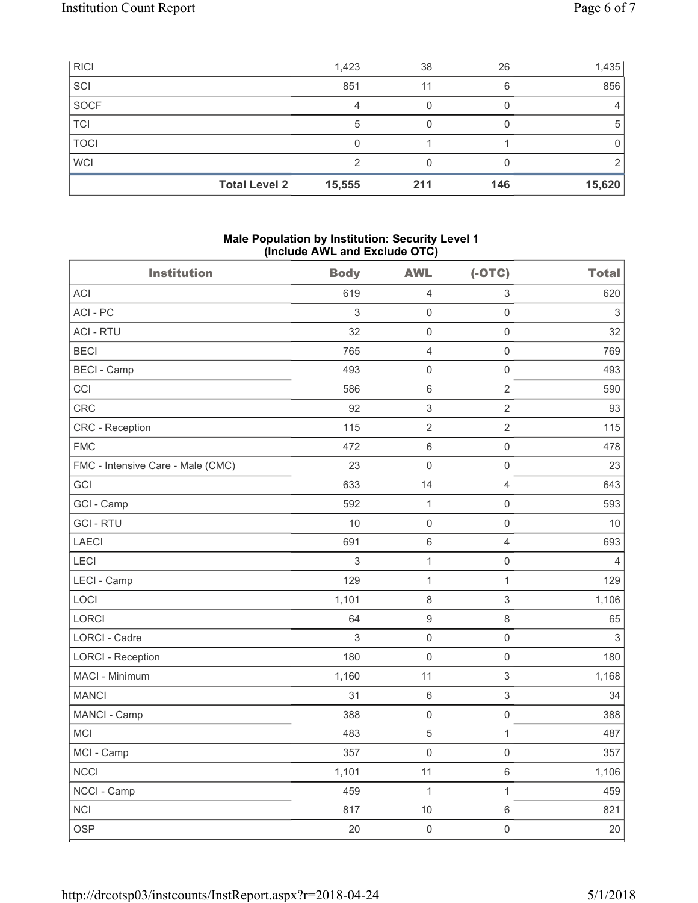| RICI | 1,423 | 38 | 26 | 1,435 |
|---|---|---|---|---|
| SCI | 851 | 11 | 6 | 856 |
| SOCF | 4 | 0 | 0 | 4 |
| TCI | 5 | 0 | 0 | 5 |
| TOCI | 0 | 1 | 1 | 0 |
| WCI | 2 | 0 | 0 | 2 |
| **Total Level 2** | **15,555** | **211** | **146** | **15,620** |

**Male Population by Institution: Security Level 1**
**(Include AWL and Exclude OTC)**

| Institution | Body | AWL | (-OTC) | Total |
|---|---|---|---|---|
| ACI | 619 | 4 | 3 | 620 |
| ACI - PC | 3 | 0 | 0 | 3 |
| ACI - RTU | 32 | 0 | 0 | 32 |
| BECI | 765 | 4 | 0 | 769 |
| BECI - Camp | 493 | 0 | 0 | 493 |
| CCI | 586 | 6 | 2 | 590 |
| CRC | 92 | 3 | 2 | 93 |
| CRC - Reception | 115 | 2 | 2 | 115 |
| FMC | 472 | 6 | 0 | 478 |
| FMC - Intensive Care - Male (CMC) | 23 | 0 | 0 | 23 |
| GCI | 633 | 14 | 4 | 643 |
| GCI - Camp | 592 | 1 | 0 | 593 |
| GCI - RTU | 10 | 0 | 0 | 10 |
| LAECI | 691 | 6 | 4 | 693 |
| LECI | 3 | 1 | 0 | 4 |
| LECI - Camp | 129 | 1 | 1 | 129 |
| LOCI | 1,101 | 8 | 3 | 1,106 |
| LORCI | 64 | 9 | 8 | 65 |
| LORCI - Cadre | 3 | 0 | 0 | 3 |
| LORCI - Reception | 180 | 0 | 0 | 180 |
| MACI - Minimum | 1,160 | 11 | 3 | 1,168 |
| MANCI | 31 | 6 | 3 | 34 |
| MANCI - Camp | 388 | 0 | 0 | 388 |
| MCI | 483 | 5 | 1 | 487 |
| MCI - Camp | 357 | 0 | 0 | 357 |
| NCCI | 1,101 | 11 | 6 | 1,106 |
| NCCI - Camp | 459 | 1 | 1 | 459 |
| NCI | 817 | 10 | 6 | 821 |
| OSP | 20 | 0 | 0 | 20 |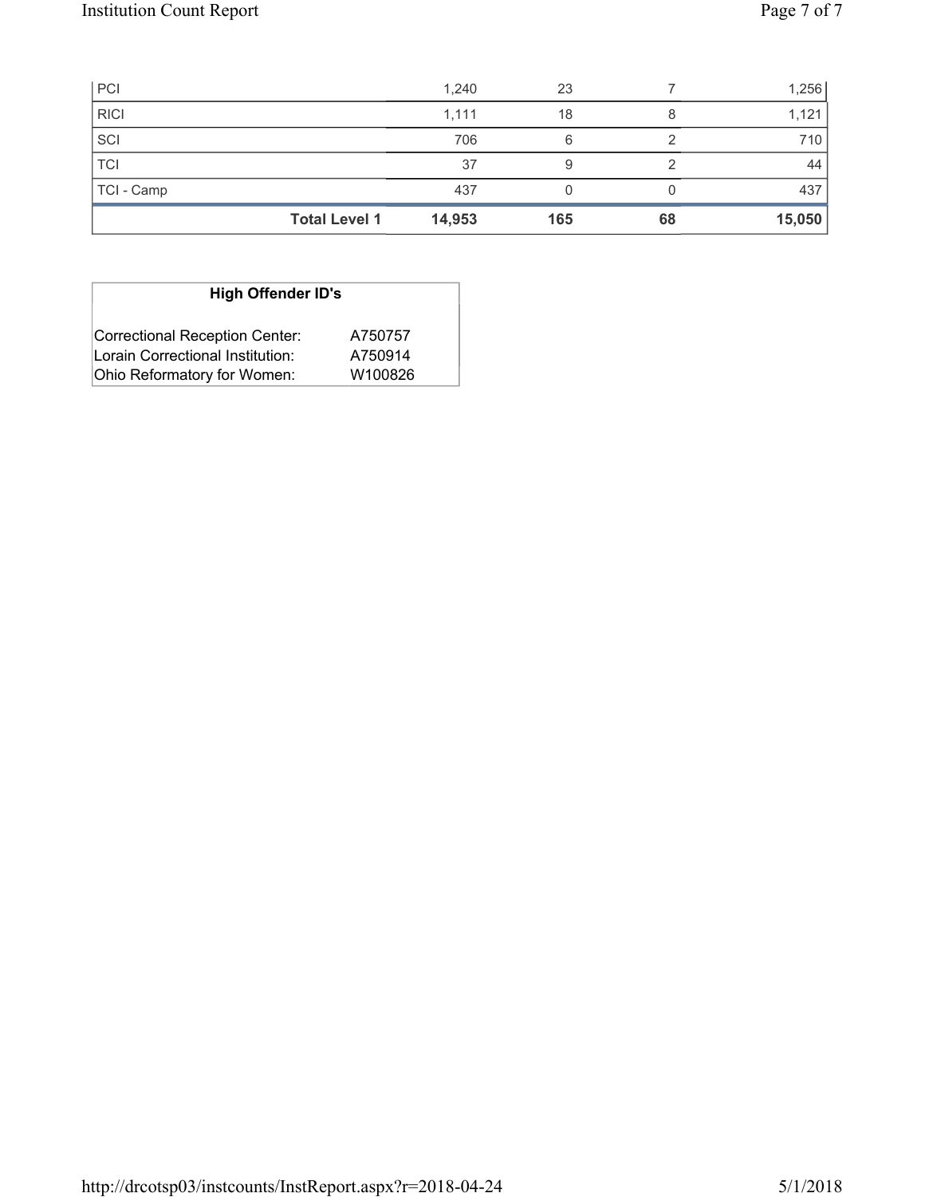| | | | | |
|---|---|---|---|---|
| PCI | 1,240 | 23 | 7 | 1,256 |
| RICI | 1,111 | 18 | 8 | 1,121 |
| SCI | 706 | 6 | 2 | 710 |
| TCI | 37 | 9 | 2 | 44 |
| TCI - Camp | 437 | 0 | 0 | 437 |
| **Total Level 1** | **14,953** | **165** | **68** | **15,050** |

| High Offender ID's | |
|---|---|
| Correctional Reception Center: | A750757 |
| Lorain Correctional Institution: | A750914 |
| Ohio Reformatory for Women: | W100826 |